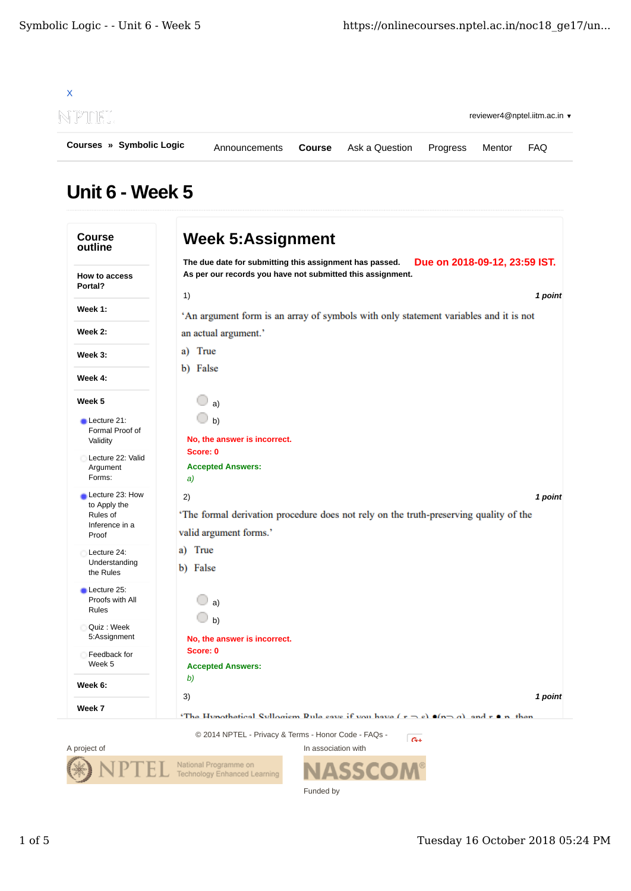X

reviewer4@nptel.iitm.ac.in ▾

**Courses » Symbolic Logic**

Announcements **Course** Ask a Question Progress Mentor FAQ

# Unit 6 - Week 5

**Course outline**

**How to access Portal?**

**Week 1:**

**Week 2:**

**Week 3:**

**Week 4:**

**Week 5**

- Lecture 21: Formal Proof of Validity
- Lecture 22: Valid Argument Forms:
- Lecture 23: How to Apply the Rules of Inference in a Proof
- Lecture 24: Understanding the Rules
- Lecture 25: Proofs with All Rules
- Quiz : Week 5:Assignment
- Feedback for Week 5

**Week 6:**

**Week 7**

## Week 5:Assignment

**The due date for submitting this assignment has passed.** **Due on 2018-09-12, 23:59 IST.**
**As per our records you have not submitted this assignment.**

1) *1 point*

'An argument form is an array of symbols with only statement variables and it is not an actual argument.'

a) True

b) False

- a)
- b)

**No, the answer is incorrect.**
**Score: 0**

**Accepted Answers:**
*a)*

2) *1 point*

'The formal derivation procedure does not rely on the truth-preserving quality of the valid argument forms.'

a) True

b) False

- a)
- b)

**No, the answer is incorrect.**
**Score: 0**

**Accepted Answers:**
*b)*

3) *1 point*

'The Hypothetical Syllogism Rule says if you have $(r \supset s) \bullet (p \supset q)$, and $r \bullet p$, then

© 2014 NPTEL - Privacy & Terms - Honor Code - FAQs -

A project of

In association with

Funded by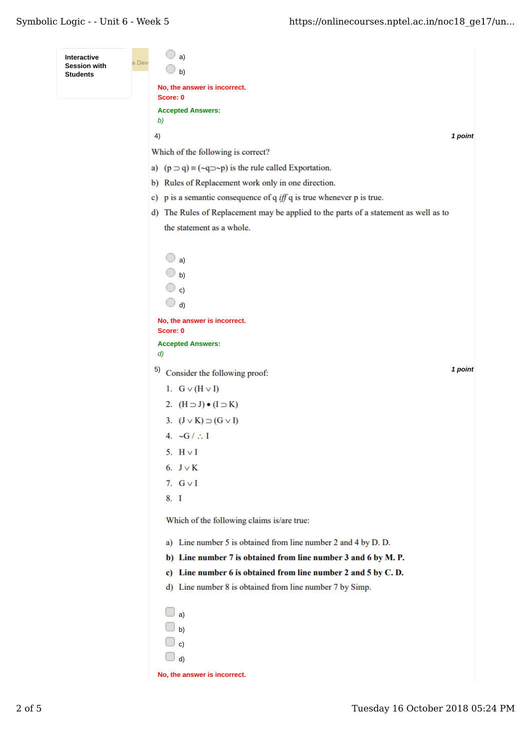Interactive Session with Students

- a)
- b)

No, the answer is incorrect.
Score: 0

Accepted Answers:
*b)*

4) **1 point**

Which of the following is correct?

a) (p ⊃ q) ≡ (~q⊃~p) is the rule called Exportation.

b) Rules of Replacement work only in one direction.

c) p is a semantic consequence of q *iff* q is true whenever p is true.

d) The Rules of Replacement may be applied to the parts of a statement as well as to the statement as a whole.

- a)
- b)
- c)
- d)

No, the answer is incorrect.
Score: 0

Accepted Answers:
*d)*

5) **1 point**

Consider the following proof:

1. G ∨ (H ∨ I)
2. (H ⊃ J) • (I ⊃ K)
3. (J ∨ K) ⊃ (G ∨ I)
4. ~G / ∴ I
5. H ∨ I
6. J ∨ K
7. G ∨ I
8. I

Which of the following claims is/are true:

a) Line number 5 is obtained from line number 2 and 4 by D. D.

**b) Line number 7 is obtained from line number 3 and 6 by M. P.**

**c) Line number 6 is obtained from line number 2 and 5 by C. D.**

d) Line number 8 is obtained from line number 7 by Simp.

- a)
- b)
- c)
- d)

No, the answer is incorrect.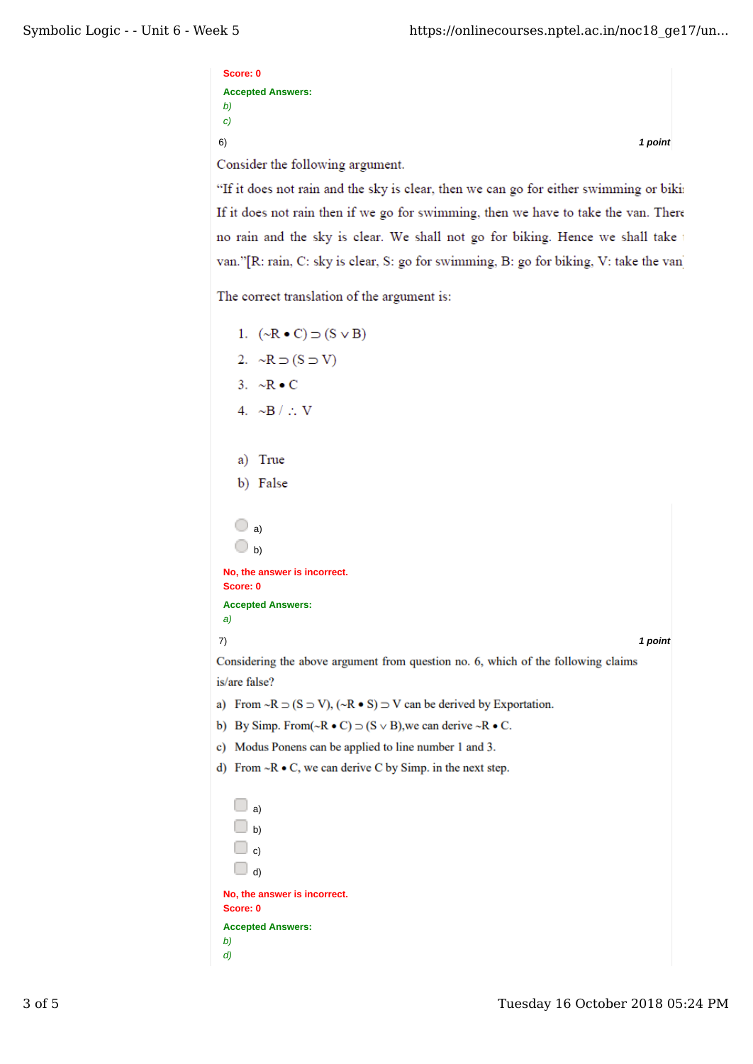Score: 0

Accepted Answers:

*b)*

*c)*

6) **1 point**

Consider the following argument.

"If it does not rain and the sky is clear, then we can go for either swimming or biki If it does not rain then if we go for swimming, then we have to take the van. There no rain and the sky is clear. We shall not go for biking. Hence we shall take van."[R: rain, C: sky is clear, S: go for swimming, B: go for biking, V: take the van]

The correct translation of the argument is:

1. $(\sim R \bullet C) \supset (S \vee B)$
2. $\sim R \supset (S \supset V)$
3. $\sim R \bullet C$
4. $\sim B$ / $\therefore$ V

a) True

b) False

- a)
- b)

No, the answer is incorrect.
Score: 0

Accepted Answers:

*a)*

7) **1 point**

Considering the above argument from question no. 6, which of the following claims is/are false?

a) From $\sim R \supset (S \supset V)$, $(\sim R \bullet S) \supset V$ can be derived by Exportation.

b) By Simp. From$(\sim R \bullet C) \supset (S \vee B)$,we can derive $\sim R \bullet C$.

c) Modus Ponens can be applied to line number 1 and 3.

d) From $\sim R \bullet C$, we can derive C by Simp. in the next step.

- a)
- b)
- c)
- d)

No, the answer is incorrect.
Score: 0

Accepted Answers:

*b)*

*d)*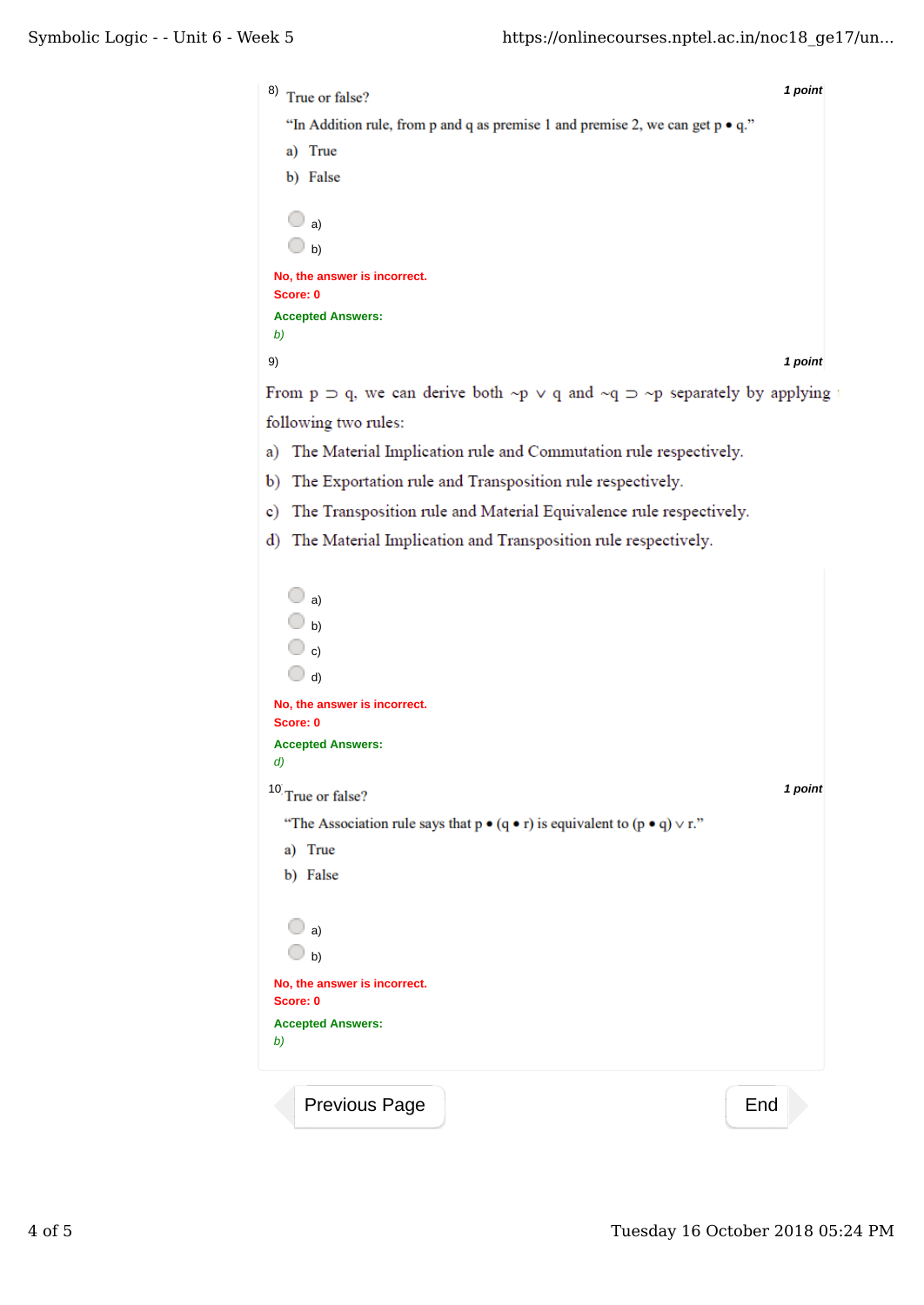8) True or false?

"In Addition rule, from p and q as premise 1 and premise 2, we can get $p \bullet q$."

a) True

b) False

- a)
- b)

**No, the answer is incorrect.**
**Score: 0**

**Accepted Answers:**
*b)*

9) **1 point**

From $p \supset q$, we can derive both $\sim p \vee q$ and $\sim q \supset \sim p$ separately by applying the following two rules:

a) The Material Implication rule and Commutation rule respectively.

b) The Exportation rule and Transposition rule respectively.

c) The Transposition rule and Material Equivalence rule respectively.

d) The Material Implication and Transposition rule respectively.

- a)
- b)
- c)
- d)

**No, the answer is incorrect.**
**Score: 0**

**Accepted Answers:**
*d)*

10) True or false? **1 point**

"The Association rule says that $p \bullet (q \bullet r)$ is equivalent to $(p \bullet q) \vee r$."

a) True

b) False

- a)
- b)

**No, the answer is incorrect.**
**Score: 0**

**Accepted Answers:**
*b)*

Previous Page | End